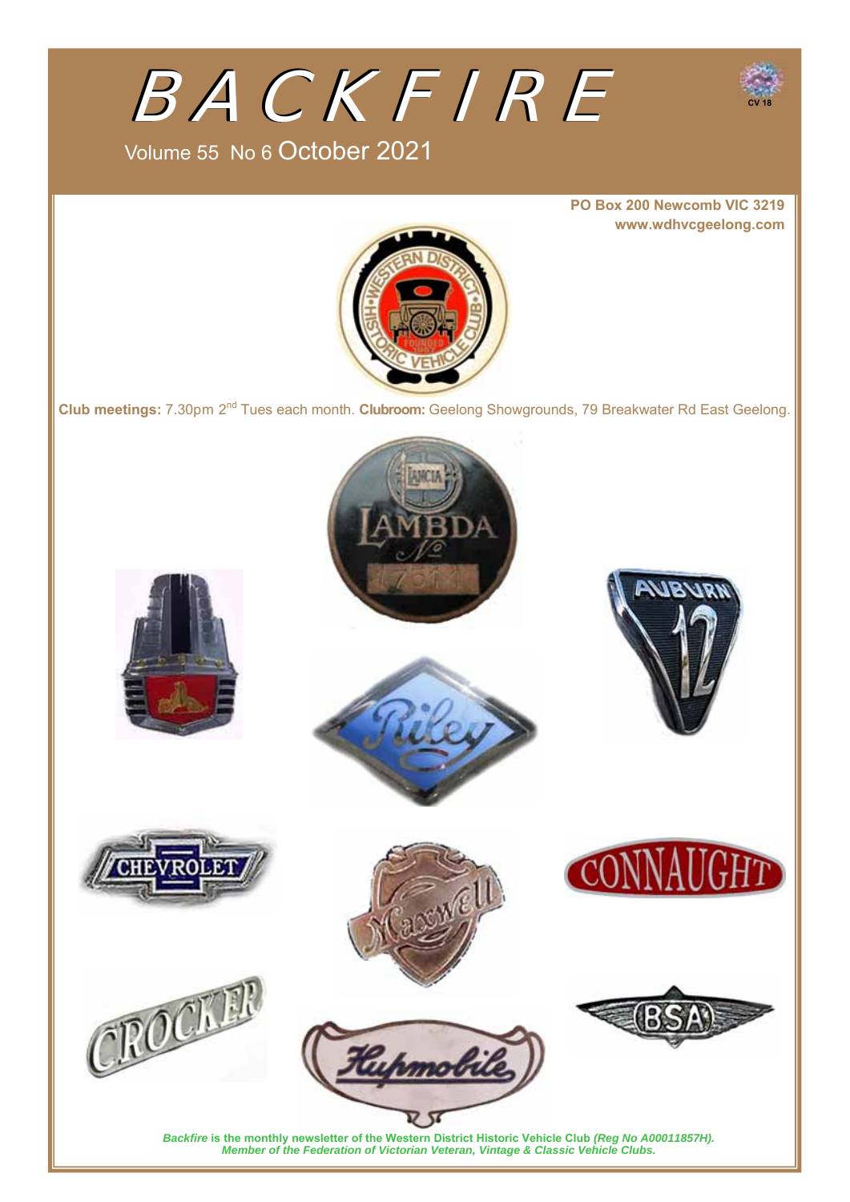# BACKFIRE

Volume 55 No 6 October 2021

**PO Box 200 Newcomb VIC 3219**
**www.wdhvcgeelong.com**

**Club meetings:** 7.30pm 2nd Tues each month. **Clubroom:** Geelong Showgrounds, 79 Breakwater Rd East Geelong.

***Backfire* is the monthly newsletter of the Western District Historic Vehicle Club *(Reg No A00011857H).***
***Member of the Federation of Victorian Veteran, Vintage & Classic Vehicle Clubs.***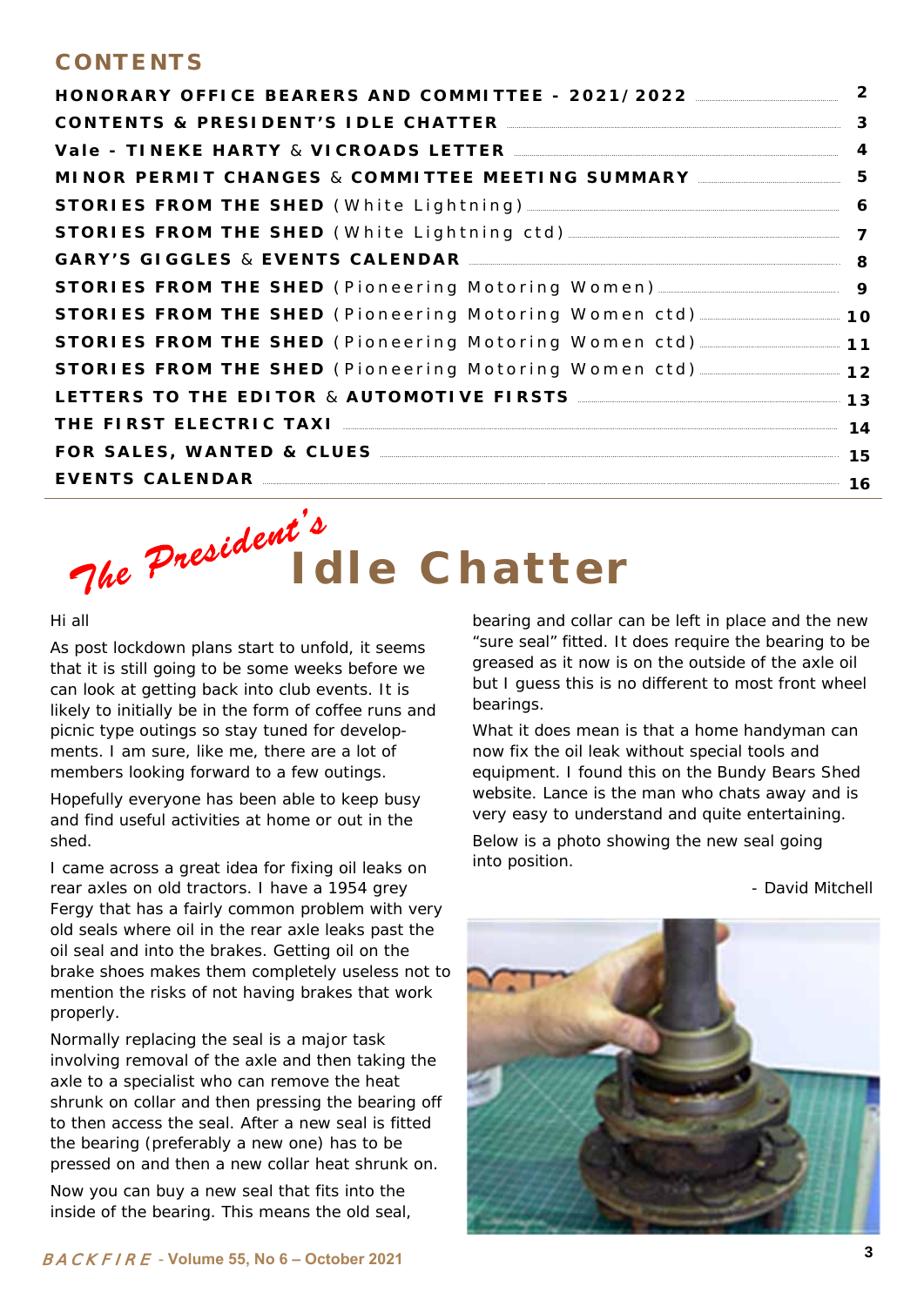## CONTENTS

| | |
|---|---|
| HONORARY OFFICE BEARERS AND COMMITTEE - 2021/2022 | 2 |
| CONTENTS & PRESIDENT'S IDLE CHATTER | 3 |
| Vale - TINEKE HARTY & VICROADS LETTER | 4 |
| MINOR PERMIT CHANGES & COMMITTEE MEETING SUMMARY | 5 |
| STORIES FROM THE SHED (White Lightning) | 6 |
| STORIES FROM THE SHED (White Lightning ctd) | 7 |
| GARY'S GIGGLES & EVENTS CALENDAR | 8 |
| STORIES FROM THE SHED (Pioneering Motoring Women) | 9 |
| STORIES FROM THE SHED (Pioneering Motoring Women ctd) | 10 |
| STORIES FROM THE SHED (Pioneering Motoring Women ctd) | 11 |
| STORIES FROM THE SHED (Pioneering Motoring Women ctd) | 12 |
| LETTERS TO THE EDITOR & AUTOMOTIVE FIRSTS | 13 |
| THE FIRST ELECTRIC TAXI | 14 |
| FOR SALES, WANTED & CLUES | 15 |
| EVENTS CALENDAR | 16 |

# *The President's* Idle Chatter

Hi all

As post lockdown plans start to unfold, it seems that it is still going to be some weeks before we can look at getting back into club events. It is likely to initially be in the form of coffee runs and picnic type outings so stay tuned for developments. I am sure, like me, there are a lot of members looking forward to a few outings.

Hopefully everyone has been able to keep busy and find useful activities at home or out in the shed.

I came across a great idea for fixing oil leaks on rear axles on old tractors. I have a 1954 grey Fergy that has a fairly common problem with very old seals where oil in the rear axle leaks past the oil seal and into the brakes. Getting oil on the brake shoes makes them completely useless not to mention the risks of not having brakes that work properly.

Normally replacing the seal is a major task involving removal of the axle and then taking the axle to a specialist who can remove the heat shrunk on collar and then pressing the bearing off to then access the seal. After a new seal is fitted the bearing (preferably a new one) has to be pressed on and then a new collar heat shrunk on.

Now you can buy a new seal that fits into the inside of the bearing. This means the old seal, bearing and collar can be left in place and the new "sure seal" fitted. It does require the bearing to be greased as it now is on the outside of the axle oil but I guess this is no different to most front wheel bearings.

What it does mean is that a home handyman can now fix the oil leak without special tools and equipment. I found this on the Bundy Bears Shed website. Lance is the man who chats away and is very easy to understand and quite entertaining.

Below is a photo showing the new seal going into position.

- David Mitchell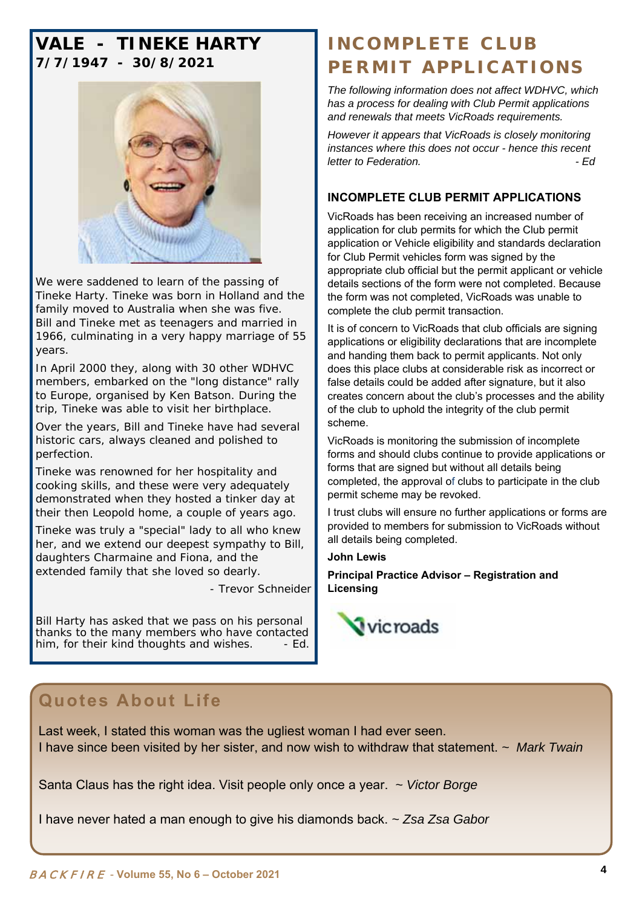# VALE - TINEKE HARTY

**7/7/1947 - 30/8/2021**

We were saddened to learn of the passing of Tineke Harty. Tineke was born in Holland and the family moved to Australia when she was five. Bill and Tineke met as teenagers and married in 1966, culminating in a very happy marriage of 55 years.

In April 2000 they, along with 30 other WDHVC members, embarked on the "long distance" rally to Europe, organised by Ken Batson. During the trip, Tineke was able to visit her birthplace.

Over the years, Bill and Tineke have had several historic cars, always cleaned and polished to perfection.

Tineke was renowned for her hospitality and cooking skills, and these were very adequately demonstrated when they hosted a tinker day at their then Leopold home, a couple of years ago.

Tineke was truly a "special" lady to all who knew her, and we extend our deepest sympathy to Bill, daughters Charmaine and Fiona, and the extended family that she loved so dearly.

- Trevor Schneider

Bill Harty has asked that we pass on his personal thanks to the many members who have contacted him, for their kind thoughts and wishes. - Ed.

# INCOMPLETE CLUB PERMIT APPLICATIONS

*The following information does not affect WDHVC, which has a process for dealing with Club Permit applications and renewals that meets VicRoads requirements.*

*However it appears that VicRoads is closely monitoring instances where this does not occur - hence this recent letter to Federation. - Ed*

### INCOMPLETE CLUB PERMIT APPLICATIONS

VicRoads has been receiving an increased number of application for club permits for which the Club permit application or Vehicle eligibility and standards declaration for Club Permit vehicles form was signed by the appropriate club official but the permit applicant or vehicle details sections of the form were not completed. Because the form was not completed, VicRoads was unable to complete the club permit transaction.

It is of concern to VicRoads that club officials are signing applications or eligibility declarations that are incomplete and handing them back to permit applicants. Not only does this place clubs at considerable risk as incorrect or false details could be added after signature, but it also creates concern about the club's processes and the ability of the club to uphold the integrity of the club permit scheme.

VicRoads is monitoring the submission of incomplete forms and should clubs continue to provide applications or forms that are signed but without all details being completed, the approval of clubs to participate in the club permit scheme may be revoked.

I trust clubs will ensure no further applications or forms are provided to members for submission to VicRoads without all details being completed.

**John Lewis**

**Principal Practice Advisor – Registration and Licensing**

vicroads

## Quotes About Life

Last week, I stated this woman was the ugliest woman I had ever seen.
I have since been visited by her sister, and now wish to withdraw that statement. ~ *Mark Twain*

Santa Claus has the right idea. Visit people only once a year. ~ *Victor Borge*

I have never hated a man enough to give his diamonds back. ~ *Zsa Zsa Gabor*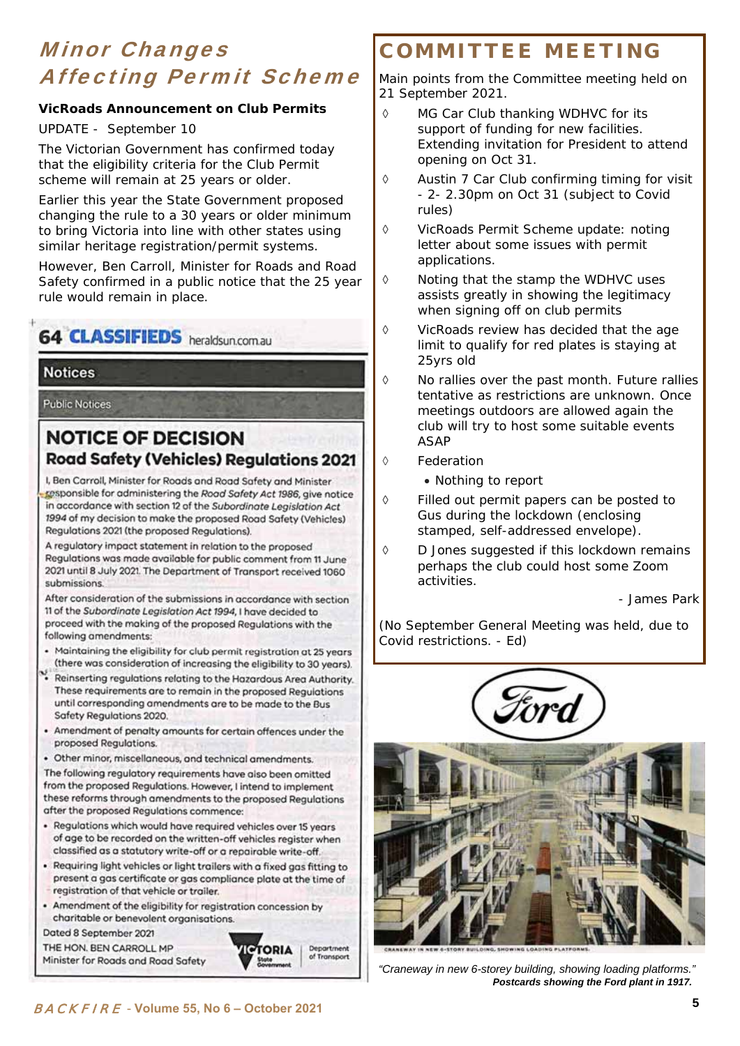## *Minor Changes Affecting Permit Scheme*

**VicRoads Announcement on Club Permits**

UPDATE - September 10

The Victorian Government has confirmed today that the eligibility criteria for the Club Permit scheme will remain at 25 years or older.

Earlier this year the State Government proposed changing the rule to a 30 years or older minimum to bring Victoria into line with other states using similar heritage registration/permit systems.

However, Ben Carroll, Minister for Roads and Road Safety confirmed in a public notice that the 25 year rule would remain in place.

64 CLASSIFIEDS heraldsun.com.au

Notices

Public Notices

### NOTICE OF DECISION
### Road Safety (Vehicles) Regulations 2021

I, Ben Carroll, Minister for Roads and Road Safety and Minister responsible for administering the *Road Safety Act 1986*, give notice in accordance with section 12 of the *Subordinate Legislation Act 1994* of my decision to make the proposed Road Safety (Vehicles) Regulations 2021 (the proposed Regulations).

A regulatory impact statement in relation to the proposed Regulations was made available for public comment from 11 June 2021 until 8 July 2021. The Department of Transport received 1060 submissions.

After consideration of the submissions in accordance with section 11 of the *Subordinate Legislation Act 1994*, I have decided to proceed with the making of the proposed Regulations with the following amendments:

- Maintaining the eligibility for club permit registration at 25 years (there was consideration of increasing the eligibility to 30 years).
- Reinserting regulations relating to the Hazardous Area Authority. These requirements are to remain in the proposed Regulations until corresponding amendments are to be made to the Bus Safety Regulations 2020.
- Amendment of penalty amounts for certain offences under the proposed Regulations.
- Other minor, miscellaneous, and technical amendments.

The following regulatory requirements have also been omitted from the proposed Regulations. However, I intend to implement these reforms through amendments to the proposed Regulations after the proposed Regulations commence:

- Regulations which would have required vehicles over 15 years of age to be recorded on the written-off vehicles register when classified as a statutory write-off or a repairable write-off.
- Requiring light vehicles or light trailers with a fixed gas fitting to present a gas certificate or gas compliance plate at the time of registration of that vehicle or trailer.
- Amendment of the eligibility for registration concession by charitable or benevolent organisations.

Dated 8 September 2021

THE HON. BEN CARROLL MP
Minister for Roads and Road Safety

VICTORIA State Government | Department of Transport

## COMMITTEE MEETING

Main points from the Committee meeting held on 21 September 2021.

- ◊ MG Car Club thanking WDHVC for its support of funding for new facilities. Extending invitation for President to attend opening on Oct 31.
- ◊ Austin 7 Car Club confirming timing for visit - 2- 2.30pm on Oct 31 (subject to Covid rules)
- ◊ VicRoads Permit Scheme update: noting letter about some issues with permit applications.
- ◊ Noting that the stamp the WDHVC uses assists greatly in showing the legitimacy when signing off on club permits
- ◊ VicRoads review has decided that the age limit to qualify for red plates is staying at 25yrs old
- ◊ No rallies over the past month. Future rallies tentative as restrictions are unknown. Once meetings outdoors are allowed again the club will try to host some suitable events ASAP
- ◊ Federation
  - Nothing to report
- ◊ Filled out permit papers can be posted to Gus during the lockdown (enclosing stamped, self-addressed envelope).
- ◊ D Jones suggested if this lockdown remains perhaps the club could host some Zoom activities.

\- James Park

(No September General Meeting was held, due to Covid restrictions. - Ed)

CRANEWAY IN NEW 6-STORY BUILDING, SHOWING LOADING PLATFORMS.

*"Craneway in new 6-storey building, showing loading platforms."*
***Postcards showing the Ford plant in 1917.***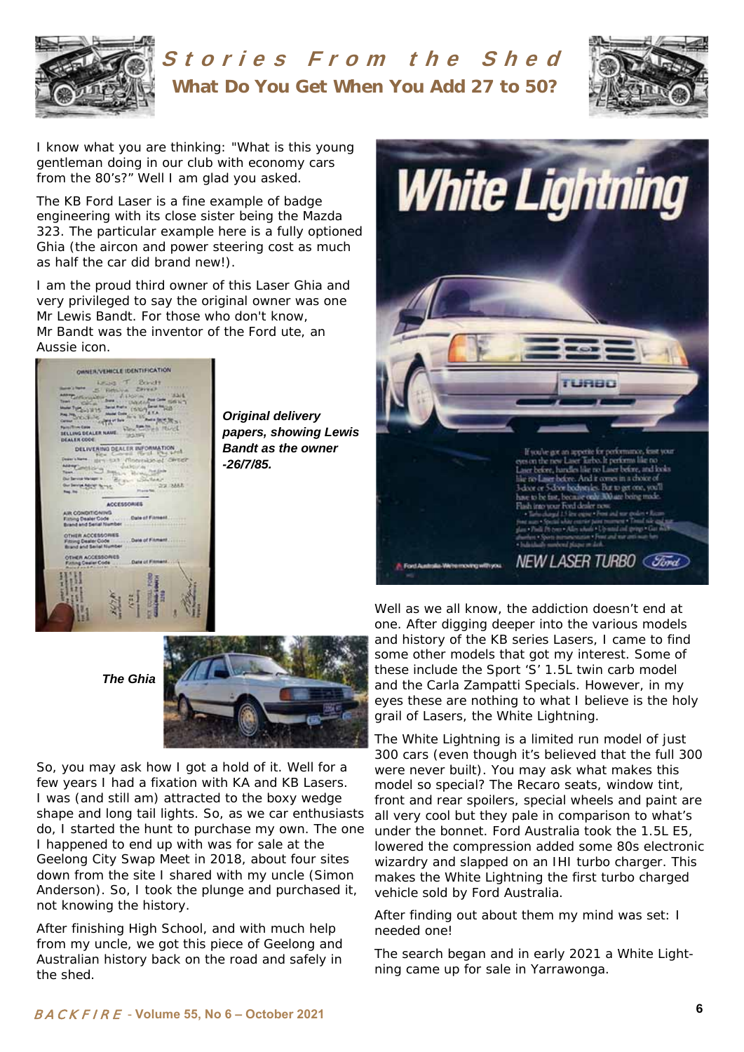# Stories From the Shed

## What Do You Get When You Add 27 to 50?

I know what you are thinking: "What is this young gentleman doing in our club with economy cars from the 80's?" Well I am glad you asked.

The KB Ford Laser is a fine example of badge engineering with its close sister being the Mazda 323. The particular example here is a fully optioned Ghia (the aircon and power steering cost as much as half the car did brand new!).

I am the proud third owner of this Laser Ghia and very privileged to say the original owner was one Mr Lewis Bandt. For those who don't know, Mr Bandt was the inventor of the Ford ute, an Aussie icon.

***Original delivery papers, showing Lewis Bandt as the owner -26/7/85.***

***The Ghia***

So, you may ask how I got a hold of it. Well for a few years I had a fixation with KA and KB Lasers. I was (and still am) attracted to the boxy wedge shape and long tail lights. So, as we car enthusiasts do, I started the hunt to purchase my own. The one I happened to end up with was for sale at the Geelong City Swap Meet in 2018, about four sites down from the site I shared with my uncle (Simon Anderson). So, I took the plunge and purchased it, not knowing the history.

After finishing High School, and with much help from my uncle, we got this piece of Geelong and Australian history back on the road and safely in the shed.

Well as we all know, the addiction doesn't end at one. After digging deeper into the various models and history of the KB series Lasers, I came to find some other models that got my interest. Some of these include the Sport 'S' 1.5L twin carb model and the Carla Zampatti Specials. However, in my eyes these are nothing to what I believe is the holy grail of Lasers, the White Lightning.

The White Lightning is a limited run model of just 300 cars (even though it's believed that the full 300 were never built). You may ask what makes this model so special? The Recaro seats, window tint, front and rear spoilers, special wheels and paint are all very cool but they pale in comparison to what's under the bonnet. Ford Australia took the 1.5L E5, lowered the compression added some 80s electronic wizardry and slapped on an IHI turbo charger. This makes the White Lightning the first turbo charged vehicle sold by Ford Australia.

After finding out about them my mind was set: I needed one!

The search began and in early 2021 a White Lightning came up for sale in Yarrawonga.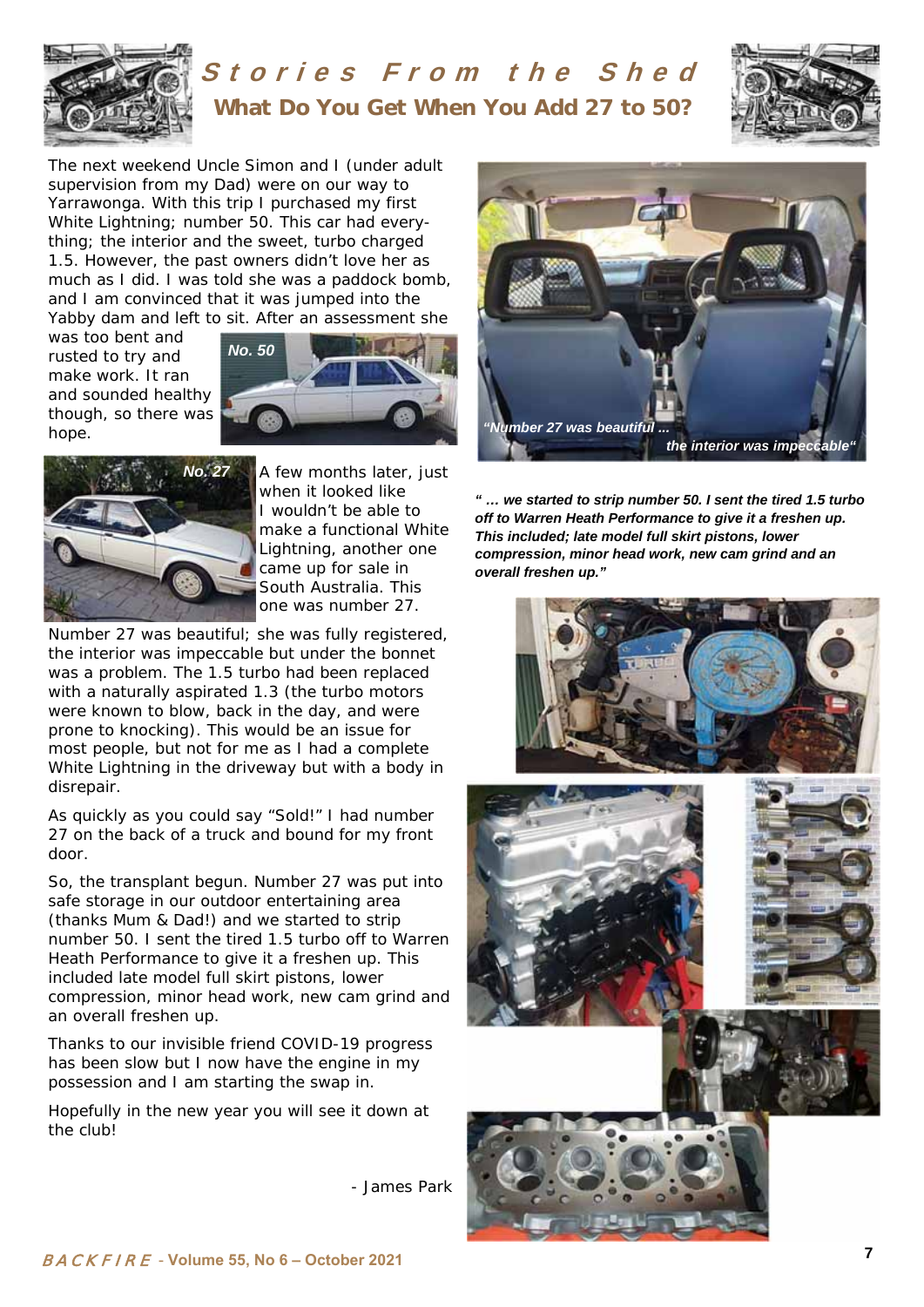# Stories From the Shed

## What Do You Get When You Add 27 to 50?

The next weekend Uncle Simon and I (under adult supervision from my Dad) were on our way to Yarrawonga. With this trip I purchased my first White Lightning; number 50. This car had everything; the interior and the sweet, turbo charged 1.5. However, the past owners didn't love her as much as I did. I was told she was a paddock bomb, and I am convinced that it was jumped into the Yabby dam and left to sit. After an assessment she was too bent and rusted to try and make work. It ran and sounded healthy though, so there was hope.

No. 50

No. 27

A few months later, just when it looked like I wouldn't be able to make a functional White Lightning, another one came up for sale in South Australia. This one was number 27.

Number 27 was beautiful; she was fully registered, the interior was impeccable but under the bonnet was a problem. The 1.5 turbo had been replaced with a naturally aspirated 1.3 (the turbo motors were known to blow, back in the day, and were prone to knocking). This would be an issue for most people, but not for me as I had a complete White Lightning in the driveway but with a body in disrepair.

As quickly as you could say "Sold!" I had number 27 on the back of a truck and bound for my front door.

So, the transplant begun. Number 27 was put into safe storage in our outdoor entertaining area (thanks Mum & Dad!) and we started to strip number 50. I sent the tired 1.5 turbo off to Warren Heath Performance to give it a freshen up. This included late model full skirt pistons, lower compression, minor head work, new cam grind and an overall freshen up.

Thanks to our invisible friend COVID-19 progress has been slow but I now have the engine in my possession and I am starting the swap in.

Hopefully in the new year you will see it down at the club!

- James Park

*"Number 27 was beautiful ... the interior was impeccable"*

***" … we started to strip number 50. I sent the tired 1.5 turbo off to Warren Heath Performance to give it a freshen up. This included; late model full skirt pistons, lower compression, minor head work, new cam grind and an overall freshen up."***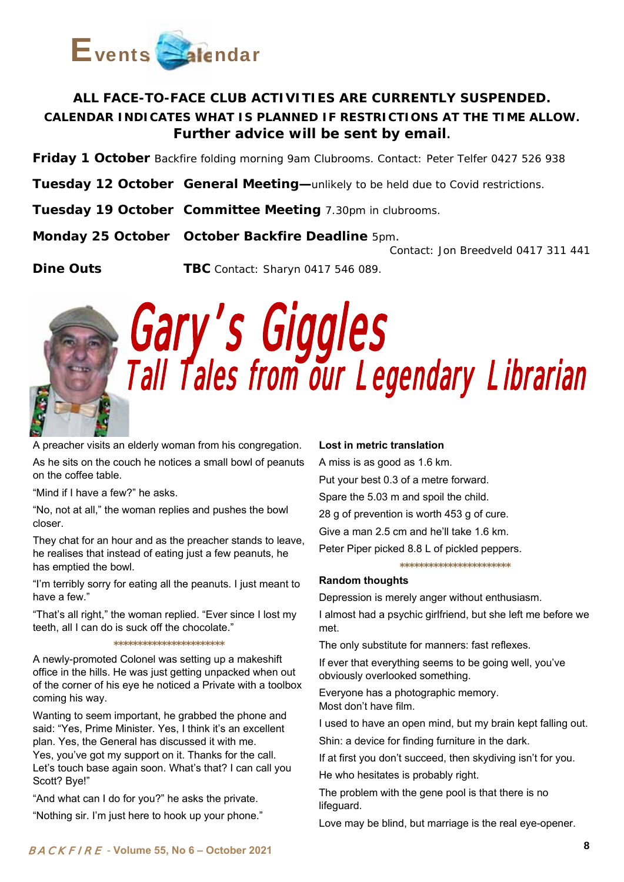# Events Calendar

**ALL FACE-TO-FACE CLUB ACTIVITIES ARE CURRENTLY SUSPENDED.**
**CALENDAR INDICATES WHAT IS PLANNED IF RESTRICTIONS AT THE TIME ALLOW.**
**Further advice will be sent by email.**

**Friday 1 October** Backfire folding morning 9am Clubrooms. Contact: Peter Telfer 0427 526 938

**Tuesday 12 October** **General Meeting—**unlikely to be held due to Covid restrictions.

**Tuesday 19 October** **Committee Meeting** 7.30pm in clubrooms.

**Monday 25 October** **October Backfire Deadline** 5pm.
Contact: Jon Breedveld 0417 311 441

**Dine Outs** **TBC** Contact: Sharyn 0417 546 089.

# Gary's Giggles

## Tall Tales from our Legendary Librarian

A preacher visits an elderly woman from his congregation.

As he sits on the couch he notices a small bowl of peanuts on the coffee table.

"Mind if I have a few?" he asks.

"No, not at all," the woman replies and pushes the bowl closer.

They chat for an hour and as the preacher stands to leave, he realises that instead of eating just a few peanuts, he has emptied the bowl.

"I'm terribly sorry for eating all the peanuts. I just meant to have a few."

"That's all right," the woman replied. "Ever since I lost my teeth, all I can do is suck off the chocolate."

************************

A newly-promoted Colonel was setting up a makeshift office in the hills. He was just getting unpacked when out of the corner of his eye he noticed a Private with a toolbox coming his way.

Wanting to seem important, he grabbed the phone and said: "Yes, Prime Minister. Yes, I think it's an excellent plan. Yes, the General has discussed it with me. Yes, you've got my support on it. Thanks for the call. Let's touch base again soon. What's that? I can call you Scott? Bye!"

"And what can I do for you?" he asks the private.

"Nothing sir. I'm just here to hook up your phone."

**Lost in metric translation**

A miss is as good as 1.6 km.

Put your best 0.3 of a metre forward.

Spare the 5.03 m and spoil the child.

28 g of prevention is worth 453 g of cure.

Give a man 2.5 cm and he'll take 1.6 km.

Peter Piper picked 8.8 L of pickled peppers.

************************

**Random thoughts**

Depression is merely anger without enthusiasm.

I almost had a psychic girlfriend, but she left me before we met.

The only substitute for manners: fast reflexes.

If ever that everything seems to be going well, you've obviously overlooked something.

Everyone has a photographic memory.
Most don't have film.

I used to have an open mind, but my brain kept falling out.

Shin: a device for finding furniture in the dark.

If at first you don't succeed, then skydiving isn't for you.

He who hesitates is probably right.

The problem with the gene pool is that there is no lifeguard.

Love may be blind, but marriage is the real eye-opener.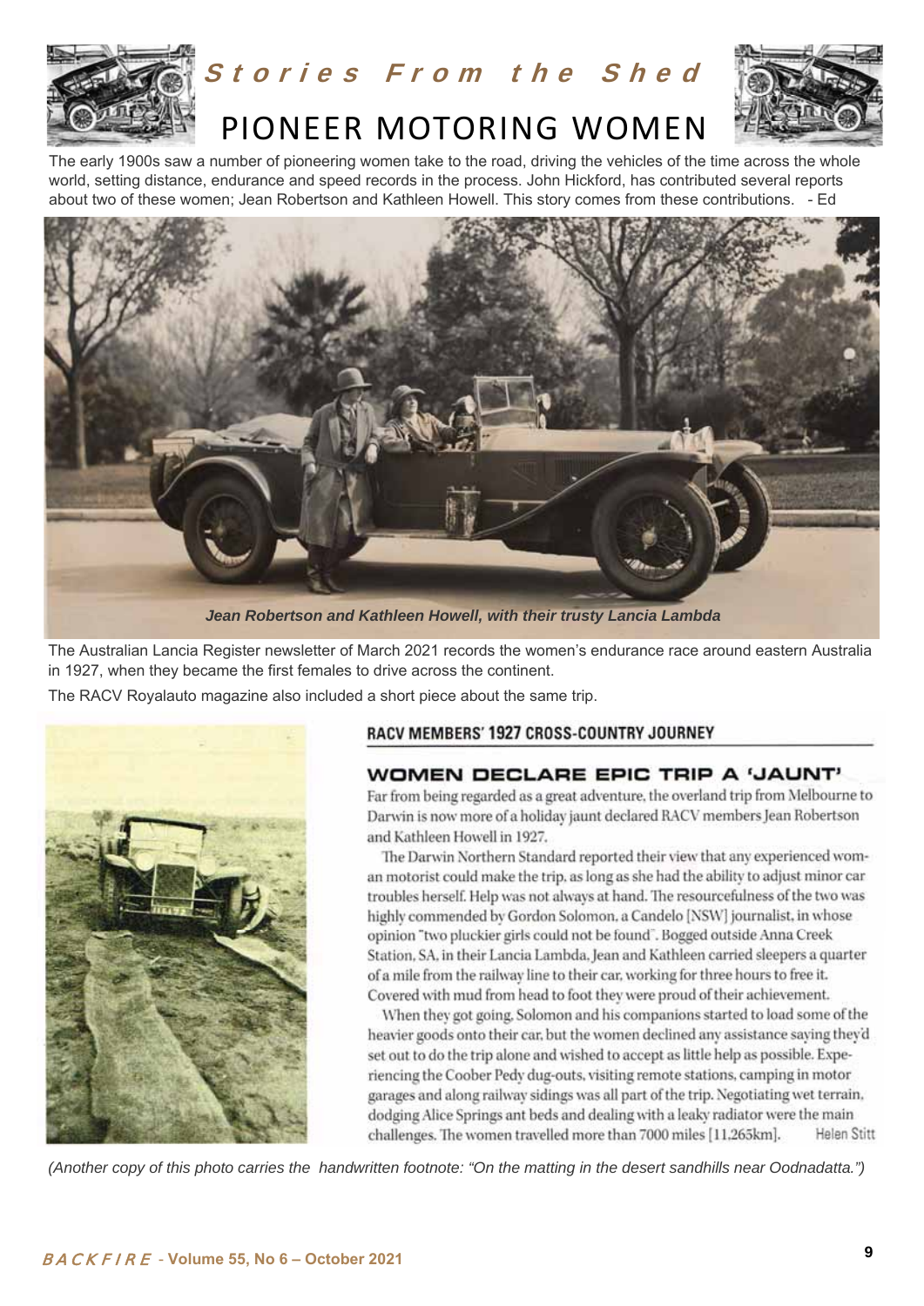*Stories From the Shed*

# PIONEER MOTORING WOMEN

The early 1900s saw a number of pioneering women take to the road, driving the vehicles of the time across the whole world, setting distance, endurance and speed records in the process. John Hickford, has contributed several reports about two of these women; Jean Robertson and Kathleen Howell. This story comes from these contributions. - Ed

***Jean Robertson and Kathleen Howell, with their trusty Lancia Lambda***

The Australian Lancia Register newsletter of March 2021 records the women's endurance race around eastern Australia in 1927, when they became the first females to drive across the continent.

The RACV Royalauto magazine also included a short piece about the same trip.

## RACV MEMBERS' 1927 CROSS-COUNTRY JOURNEY

### WOMEN DECLARE EPIC TRIP A 'JAUNT'

Far from being regarded as a great adventure, the overland trip from Melbourne to Darwin is now more of a holiday jaunt declared RACV members Jean Robertson and Kathleen Howell in 1927.

The Darwin Northern Standard reported their view that any experienced woman motorist could make the trip, as long as she had the ability to adjust minor car troubles herself. Help was not always at hand. The resourcefulness of the two was highly commended by Gordon Solomon, a Candelo [NSW] journalist, in whose opinion "two pluckier girls could not be found". Bogged outside Anna Creek Station, SA, in their Lancia Lambda, Jean and Kathleen carried sleepers a quarter of a mile from the railway line to their car, working for three hours to free it. Covered with mud from head to foot they were proud of their achievement.

When they got going, Solomon and his companions started to load some of the heavier goods onto their car, but the women declined any assistance saying they'd set out to do the trip alone and wished to accept as little help as possible. Experiencing the Coober Pedy dug-outs, visiting remote stations, camping in motor garages and along railway sidings was all part of the trip. Negotiating wet terrain, dodging Alice Springs ant beds and dealing with a leaky radiator were the main challenges. The women travelled more than 7000 miles [11,265km]. Helen Stitt

*(Another copy of this photo carries the handwritten footnote: "On the matting in the desert sandhills near Oodnadatta.")*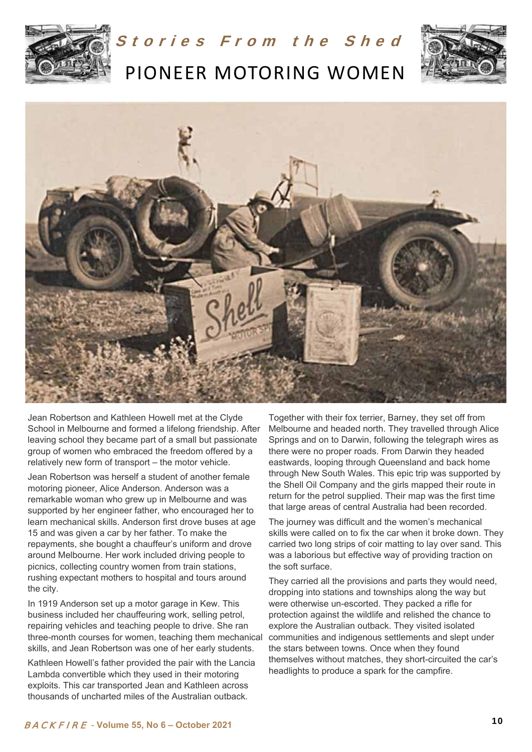## *Stories From the Shed*

# PIONEER MOTORING WOMEN

Jean Robertson and Kathleen Howell met at the Clyde School in Melbourne and formed a lifelong friendship. After leaving school they became part of a small but passionate group of women who embraced the freedom offered by a relatively new form of transport – the motor vehicle.

Jean Robertson was herself a student of another female motoring pioneer, Alice Anderson. Anderson was a remarkable woman who grew up in Melbourne and was supported by her engineer father, who encouraged her to learn mechanical skills. Anderson first drove buses at age 15 and was given a car by her father. To make the repayments, she bought a chauffeur's uniform and drove around Melbourne. Her work included driving people to picnics, collecting country women from train stations, rushing expectant mothers to hospital and tours around the city.

In 1919 Anderson set up a motor garage in Kew. This business included her chauffeuring work, selling petrol, repairing vehicles and teaching people to drive. She ran three-month courses for women, teaching them mechanical skills, and Jean Robertson was one of her early students.

Kathleen Howell's father provided the pair with the Lancia Lambda convertible which they used in their motoring exploits. This car transported Jean and Kathleen across thousands of uncharted miles of the Australian outback.

Together with their fox terrier, Barney, they set off from Melbourne and headed north. They travelled through Alice Springs and on to Darwin, following the telegraph wires as there were no proper roads. From Darwin they headed eastwards, looping through Queensland and back home through New South Wales. This epic trip was supported by the Shell Oil Company and the girls mapped their route in return for the petrol supplied. Their map was the first time that large areas of central Australia had been recorded.

The journey was difficult and the women's mechanical skills were called on to fix the car when it broke down. They carried two long strips of coir matting to lay over sand. This was a laborious but effective way of providing traction on the soft surface.

They carried all the provisions and parts they would need, dropping into stations and townships along the way but were otherwise un-escorted. They packed a rifle for protection against the wildlife and relished the chance to explore the Australian outback. They visited isolated communities and indigenous settlements and slept under the stars between towns. Once when they found themselves without matches, they short-circuited the car's headlights to produce a spark for the campfire.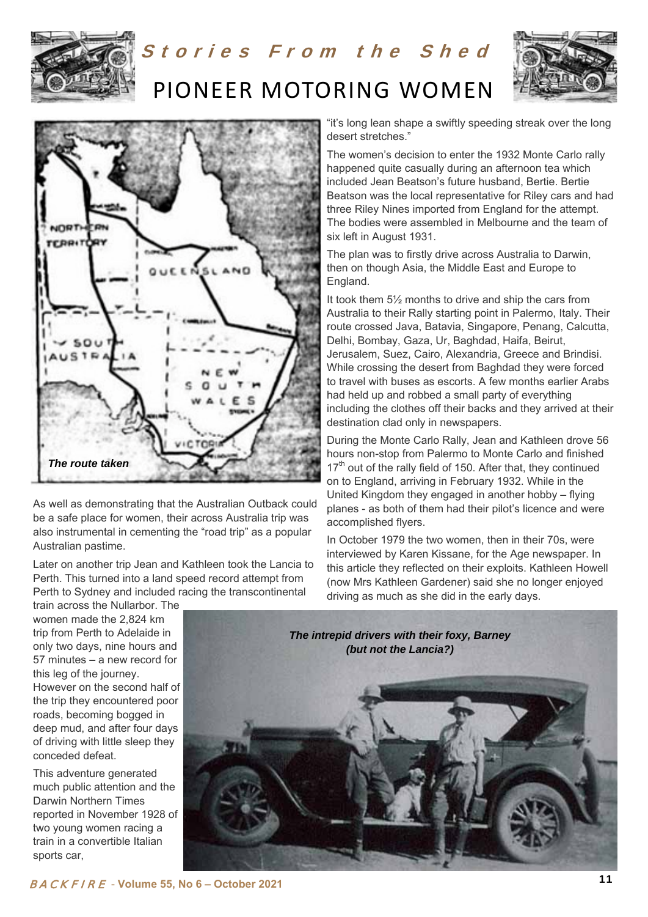# Stories From the Shed

## PIONEER MOTORING WOMEN

*The route taken*

As well as demonstrating that the Australian Outback could be a safe place for women, their across Australia trip was also instrumental in cementing the “road trip” as a popular Australian pastime.

Later on another trip Jean and Kathleen took the Lancia to Perth. This turned into a land speed record attempt from Perth to Sydney and included racing the transcontinental train across the Nullarbor. The women made the 2,824 km trip from Perth to Adelaide in only two days, nine hours and 57 minutes – a new record for this leg of the journey. However on the second half of the trip they encountered poor roads, becoming bogged in deep mud, and after four days of driving with little sleep they conceded defeat.

This adventure generated much public attention and the Darwin Northern Times reported in November 1928 of two young women racing a train in a convertible Italian sports car, “it’s long lean shape a swiftly speeding streak over the long desert stretches.”

The women’s decision to enter the 1932 Monte Carlo rally happened quite casually during an afternoon tea which included Jean Beatson’s future husband, Bertie. Bertie Beatson was the local representative for Riley cars and had three Riley Nines imported from England for the attempt. The bodies were assembled in Melbourne and the team of six left in August 1931.

The plan was to firstly drive across Australia to Darwin, then on though Asia, the Middle East and Europe to England.

It took them 5½ months to drive and ship the cars from Australia to their Rally starting point in Palermo, Italy. Their route crossed Java, Batavia, Singapore, Penang, Calcutta, Delhi, Bombay, Gaza, Ur, Baghdad, Haifa, Beirut, Jerusalem, Suez, Cairo, Alexandria, Greece and Brindisi. While crossing the desert from Baghdad they were forced to travel with buses as escorts. A few months earlier Arabs had held up and robbed a small party of everything including the clothes off their backs and they arrived at their destination clad only in newspapers.

During the Monte Carlo Rally, Jean and Kathleen drove 56 hours non-stop from Palermo to Monte Carlo and finished 17th out of the rally field of 150. After that, they continued on to England, arriving in February 1932. While in the United Kingdom they engaged in another hobby – flying planes - as both of them had their pilot’s licence and were accomplished flyers.

In October 1979 the two women, then in their 70s, were interviewed by Karen Kissane, for the Age newspaper. In this article they reflected on their exploits. Kathleen Howell (now Mrs Kathleen Gardener) said she no longer enjoyed driving as much as she did in the early days.

***The intrepid drivers with their foxy, Barney (but not the Lancia?)***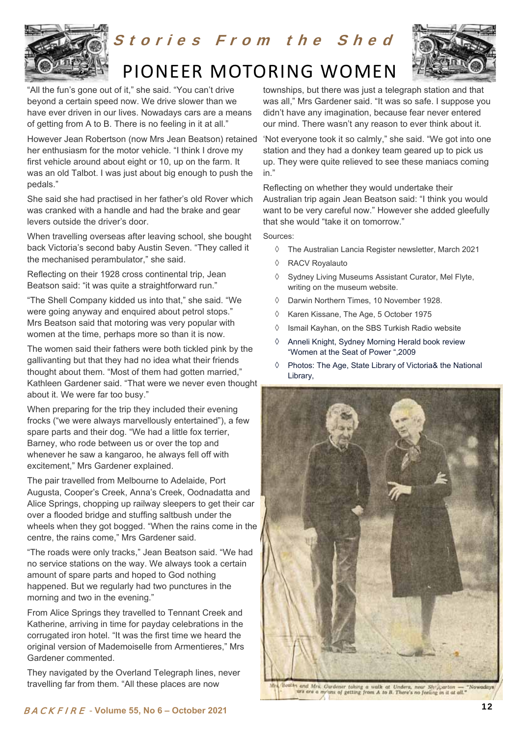# Stories From the Shed

## PIONEER MOTORING WOMEN

"All the fun's gone out of it," she said. "You can't drive beyond a certain speed now. We drive slower than we have ever driven in our lives. Nowadays cars are a means of getting from A to B. There is no feeling in it at all."

However Jean Robertson (now Mrs Jean Beatson) retained her enthusiasm for the motor vehicle. "I think I drove my first vehicle around about eight or 10, up on the farm. It was an old Talbot. I was just about big enough to push the pedals."

She said she had practised in her father's old Rover which was cranked with a handle and had the brake and gear levers outside the driver's door.

When travelling overseas after leaving school, she bought back Victoria's second baby Austin Seven. "They called it the mechanised perambulator," she said.

Reflecting on their 1928 cross continental trip, Jean Beatson said: "it was quite a straightforward run."

"The Shell Company kidded us into that," she said. "We were going anyway and enquired about petrol stops." Mrs Beatson said that motoring was very popular with women at the time, perhaps more so than it is now.

The women said that their fathers were both tickled pink by the gallivanting but that they had no idea what their friends thought about them. "Most of them had gotten married," Kathleen Gardener said. "That were we never even thought about it. We were far too busy."

When preparing for the trip they included their evening frocks ("we were always marvellously entertained"), a few spare parts and their dog. "We had a little fox terrier, Barney, who rode between us or over the top and whenever he saw a kangaroo, he always fell off with excitement," Mrs Gardener explained.

The pair travelled from Melbourne to Adelaide, Port Augusta, Cooper's Creek, Anna's Creek, Oodnadatta and Alice Springs, chopping up railway sleepers to get their car over a flooded bridge and stuffing saltbush under the wheels when they got bogged. "When the rains come in the centre, the rains come," Mrs Gardener said.

"The roads were only tracks," Jean Beatson said. "We had no service stations on the way. We always took a certain amount of spare parts and hoped to God nothing happened. But we regularly had two punctures in the morning and two in the evening."

From Alice Springs they travelled to Tennant Creek and Katherine, arriving in time for payday celebrations in the corrugated iron hotel. "It was the first time we heard the original version of Mademoiselle from Armentieres," Mrs Gardener commented.

They navigated by the Overland Telegraph lines, never travelling far from them. "All these places are now townships, but there was just a telegraph station and that was all," Mrs Gardener said. "It was so safe. I suppose you didn't have any imagination, because fear never entered our mind. There wasn't any reason to ever think about it.

'Not everyone took it so calmly," she said. "We got into one station and they had a donkey team geared up to pick us up. They were quite relieved to see these maniacs coming in."

Reflecting on whether they would undertake their Australian trip again Jean Beatson said: "I think you would want to be very careful now." However she added gleefully that she would "take it on tomorrow."

Sources:

- The Australian Lancia Register newsletter, March 2021
- RACV Royalauto
- Sydney Living Museums Assistant Curator, Mel Flyte, writing on the museum website.
- Darwin Northern Times, 10 November 1928.
- Karen Kissane, The Age, 5 October 1975
- Ismail Kayhan, on the SBS Turkish Radio website
- Anneli Knight, Sydney Morning Herald book review "Women at the Seat of Power ",2009
- Photos: The Age, State Library of Victoria& the National Library,

Mrs Beatson and Mrs Gardener taking a walk at Undera, near Shepparton — "Nowadays cars are a means of getting from A to B. There's no feeling in it at all."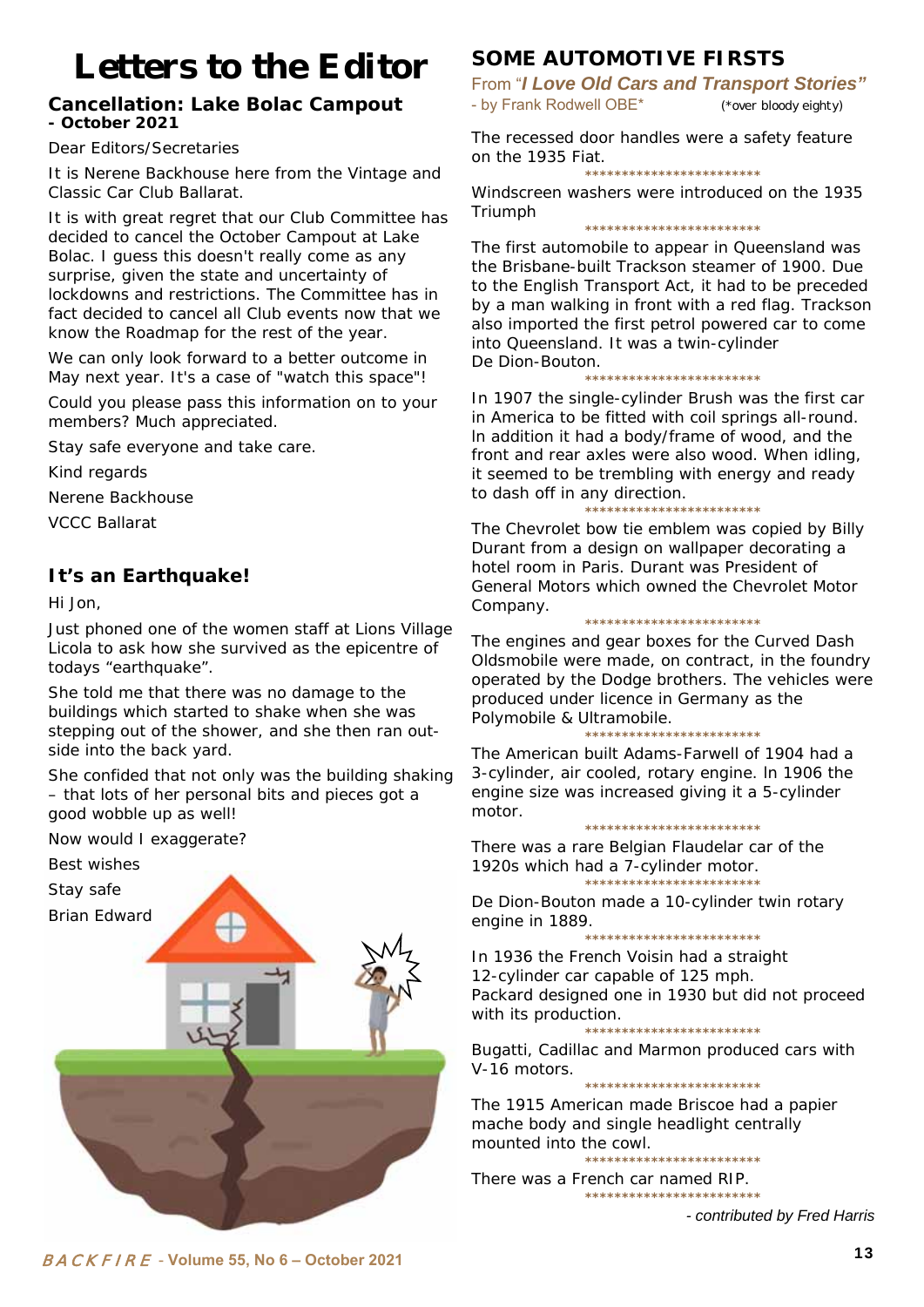# Letters to the Editor

## Cancellation: Lake Bolac Campout - October 2021

Dear Editors/Secretaries

It is Nerene Backhouse here from the Vintage and Classic Car Club Ballarat.

It is with great regret that our Club Committee has decided to cancel the October Campout at Lake Bolac. I guess this doesn't really come as any surprise, given the state and uncertainty of lockdowns and restrictions. The Committee has in fact decided to cancel all Club events now that we know the Roadmap for the rest of the year.

We can only look forward to a better outcome in May next year. It's a case of "watch this space"!

Could you please pass this information on to your members? Much appreciated.

Stay safe everyone and take care.

Kind regards

Nerene Backhouse

VCCC Ballarat

## It's an Earthquake!

Hi Jon,

Just phoned one of the women staff at Lions Village Licola to ask how she survived as the epicentre of todays "earthquake".

She told me that there was no damage to the buildings which started to shake when she was stepping out of the shower, and she then ran outside into the back yard.

She confided that not only was the building shaking – that lots of her personal bits and pieces got a good wobble up as well!

Now would I exaggerate?

Best wishes

Stay safe

Brian Edward

## SOME AUTOMOTIVE FIRSTS

From "***I Love Old Cars and Transport Stories"***

- by Frank Rodwell OBE* (*over bloody eighty)

The recessed door handles were a safety feature on the 1935 Fiat.

*************************

Windscreen washers were introduced on the 1935 Triumph

*************************

The first automobile to appear in Queensland was the Brisbane-built Trackson steamer of 1900. Due to the English Transport Act, it had to be preceded by a man walking in front with a red flag. Trackson also imported the first petrol powered car to come into Queensland. It was a twin-cylinder De Dion-Bouton.

*************************

In 1907 the single-cylinder Brush was the first car in America to be fitted with coil springs all-round. In addition it had a body/frame of wood, and the front and rear axles were also wood. When idling, it seemed to be trembling with energy and ready to dash off in any direction.

*************************

The Chevrolet bow tie emblem was copied by Billy Durant from a design on wallpaper decorating a hotel room in Paris. Durant was President of General Motors which owned the Chevrolet Motor Company.

*************************

The engines and gear boxes for the Curved Dash Oldsmobile were made, on contract, in the foundry operated by the Dodge brothers. The vehicles were produced under licence in Germany as the Polymobile & Ultramobile.

*************************

The American built Adams-Farwell of 1904 had a 3-cylinder, air cooled, rotary engine. In 1906 the engine size was increased giving it a 5-cylinder motor.

*************************

There was a rare Belgian Flaudelar car of the 1920s which had a 7-cylinder motor.

*************************

De Dion-Bouton made a 10-cylinder twin rotary engine in 1889.

*************************

In 1936 the French Voisin had a straight 12-cylinder car capable of 125 mph. Packard designed one in 1930 but did not proceed with its production.

*************************

Bugatti, Cadillac and Marmon produced cars with V-16 motors.

*************************

The 1915 American made Briscoe had a papier mache body and single headlight centrally mounted into the cowl.

*************************

There was a French car named RIP.

*************************

*- contributed by Fred Harris*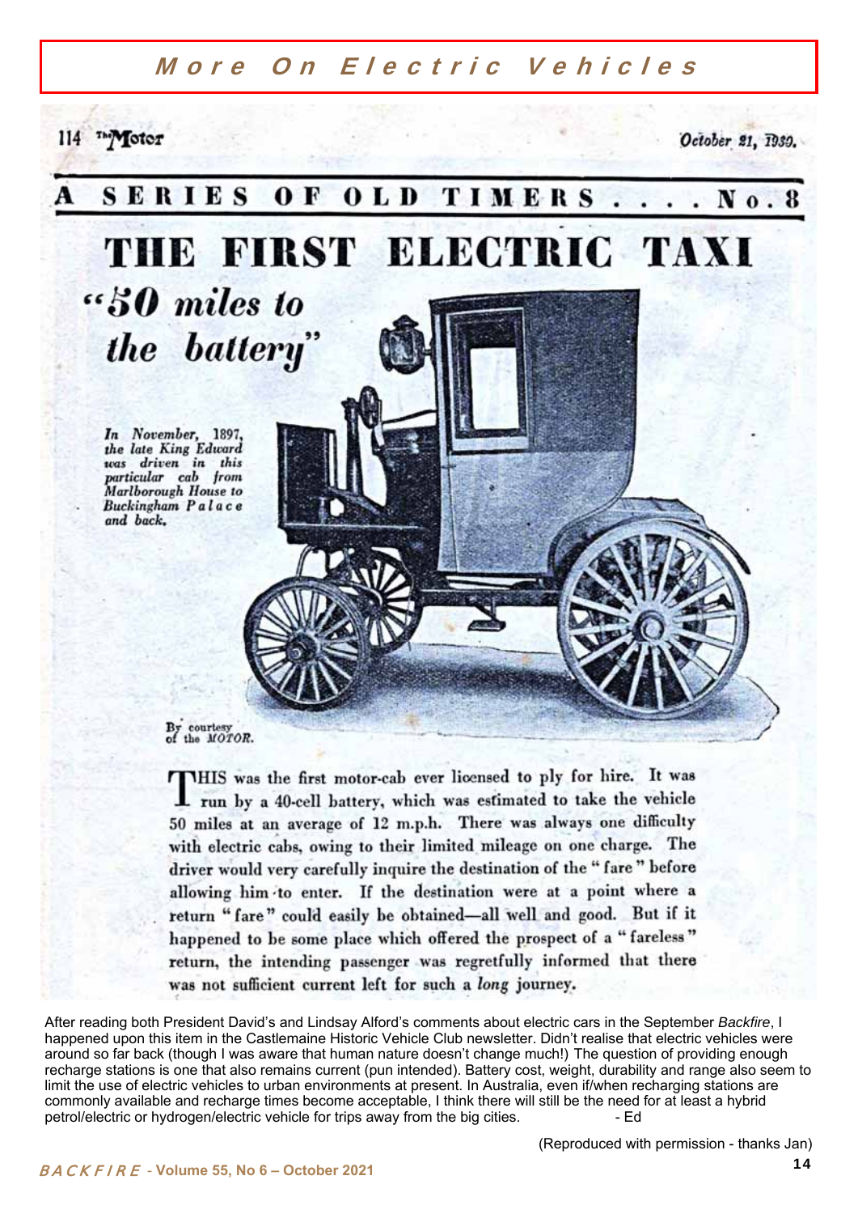# More On Electric Vehicles

114 The Motor October 21, 1930.

## A SERIES OF OLD TIMERS . . . . No. 8

# THE FIRST ELECTRIC TAXI

## *"50 miles to the battery"*

*In November, 1897, the late King Edward was driven in this particular cab from Marlborough House to Buckingham Palace and back.*

By courtesy of the *MOTOR*.

THIS was the first motor-cab ever licensed to ply for hire. It was run by a 40-cell battery, which was estimated to take the vehicle 50 miles at an average of 12 m.p.h. There was always one difficulty with electric cabs, owing to their limited mileage on one charge. The driver would very carefully inquire the destination of the "fare" before allowing him to enter. If the destination were at a point where a return "fare" could easily be obtained—all well and good. But if it happened to be some place which offered the prospect of a "fareless" return, the intending passenger was regretfully informed that there was not sufficient current left for such a *long* journey.

After reading both President David's and Lindsay Alford's comments about electric cars in the September *Backfire*, I happened upon this item in the Castlemaine Historic Vehicle Club newsletter. Didn't realise that electric vehicles were around so far back (though I was aware that human nature doesn't change much!) The question of providing enough recharge stations is one that also remains current (pun intended). Battery cost, weight, durability and range also seem to limit the use of electric vehicles to urban environments at present. In Australia, even if/when recharging stations are commonly available and recharge times become acceptable, I think there will still be the need for at least a hybrid petrol/electric or hydrogen/electric vehicle for trips away from the big cities. - Ed

(Reproduced with permission - thanks Jan)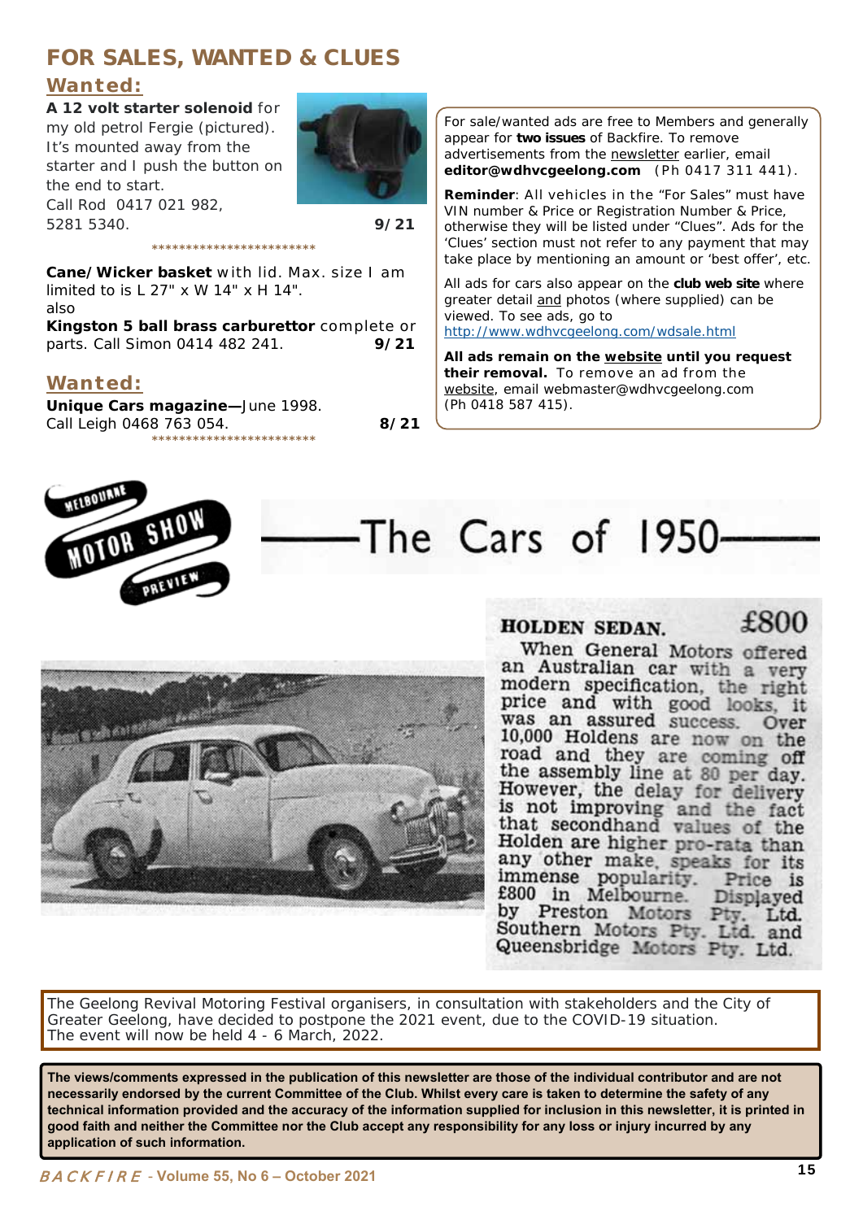## FOR SALES, WANTED & CLUES

### Wanted:

**A 12 volt starter solenoid** for my old petrol Fergie (pictured). It's mounted away from the starter and I push the button on the end to start.
Call Rod 0417 021 982, 5281 5340. **9/21**

\*\*\*\*\*\*\*\*\*\*\*\*\*\*\*\*\*\*\*\*\*\*\*\*\*

**Cane/Wicker basket** with lid. Max. size I am limited to is L 27" x W 14" x H 14".
also
**Kingston 5 ball brass carburettor** complete or parts. Call Simon 0414 482 241. **9/21**

### Wanted:

**Unique Cars magazine—**June 1998.
Call Leigh 0468 763 054. **8/21**

\*\*\*\*\*\*\*\*\*\*\*\*\*\*\*\*\*\*\*\*\*\*\*\*\*

For sale/wanted ads are free to Members and generally appear for **two issues** of Backfire. To remove advertisements from the newsletter earlier, email **editor@wdhvcgeelong.com** (Ph 0417 311 441).

**Reminder**: All vehicles in the "For Sales" must have VIN number & Price or Registration Number & Price, otherwise they will be listed under "Clues". Ads for the 'Clues' section must not refer to any payment that may take place by mentioning an amount or 'best offer', etc.

All ads for cars also appear on the **club web site** where greater detail and photos (where supplied) can be viewed. To see ads, go to http://www.wdhvcgeelong.com/wdsale.html

**All ads remain on the website until you request their removal.** To remove an ad from the website, email webmaster@wdhvcgeelong.com (Ph 0418 587 415).

## MELBOURNE MOTOR SHOW PREVIEW — The Cars of 1950

### HOLDEN SEDAN. £800

When General Motors offered an Australian car with a very modern specification, the right price and with good looks, it was an assured success. Over 10,000 Holdens are now on the road and they are coming off the assembly line at 80 per day. However, the delay for delivery is not improving and the fact that secondhand values of the Holden are higher pro-rata than any other make, speaks for its immense popularity. Price is £800 in Melbourne. Displayed by Preston Motors Pty. Ltd. Southern Motors Pty. Ltd. and Queensbridge Motors Pty. Ltd.

The Geelong Revival Motoring Festival organisers, in consultation with stakeholders and the City of Greater Geelong, have decided to postpone the 2021 event, due to the COVID-19 situation.
The event will now be held 4 - 6 March, 2022.

**The views/comments expressed in the publication of this newsletter are those of the individual contributor and are not necessarily endorsed by the current Committee of the Club. Whilst every care is taken to determine the safety of any technical information provided and the accuracy of the information supplied for inclusion in this newsletter, it is printed in good faith and neither the Committee nor the Club accept any responsibility for any loss or injury incurred by any application of such information.**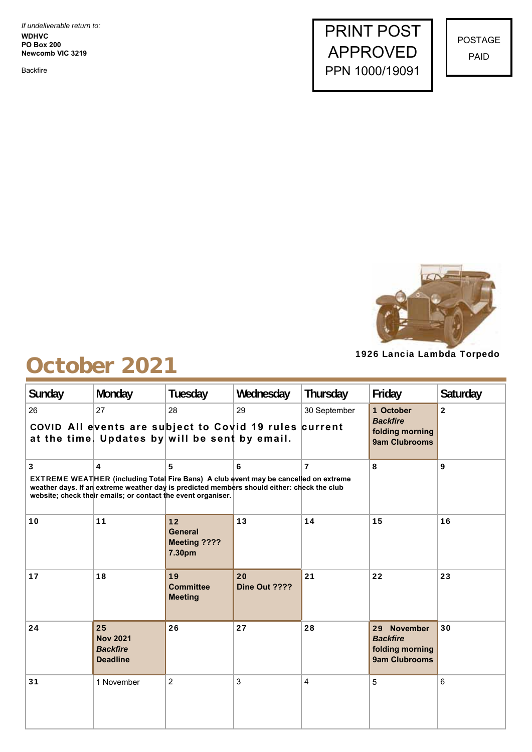*If undeliverable return to:*
**WDHVC**
**PO Box 200**
**Newcomb VIC 3219**

Backfire

PRINT POST APPROVED
PPN 1000/19091

POSTAGE PAID

1926 Lancia Lambda Torpedo

# October 2021

| Sunday | Monday | Tuesday | Wednesday | Thursday | Friday | Saturday |
|---|---|---|---|---|---|---|
| 26 | 27 | 28 | 29 | 30 September | **1 October** ***Backfire*** **folding morning 9am Clubrooms** | **2** |
| **COVID All events are subject to Covid 19 rules current at the time. Updates by will be sent by email.** | | | | | | |
| **3** | **4** | **5** | **6** | **7** | **8** | **9** |
| **EXTREME WEATHER (including Total Fire Bans) A club event may be cancelled on extreme weather days. If an extreme weather day is predicted members should either: check the club website; check their emails; or contact the event organiser.** | | | | | | |
| **10** | **11** | **12** **General Meeting ???? 7.30pm** | **13** | **14** | **15** | **16** |
| **17** | **18** | **19** **Committee Meeting** | **20** **Dine Out ????** | **21** | **22** | **23** |
| **24** | **25** **Nov 2021** ***Backfire*** **Deadline** | **26** | **27** | **28** | **29 November** ***Backfire*** **folding morning 9am Clubrooms** | **30** |
| **31** | 1 November | 2 | 3 | 4 | 5 | 6 |